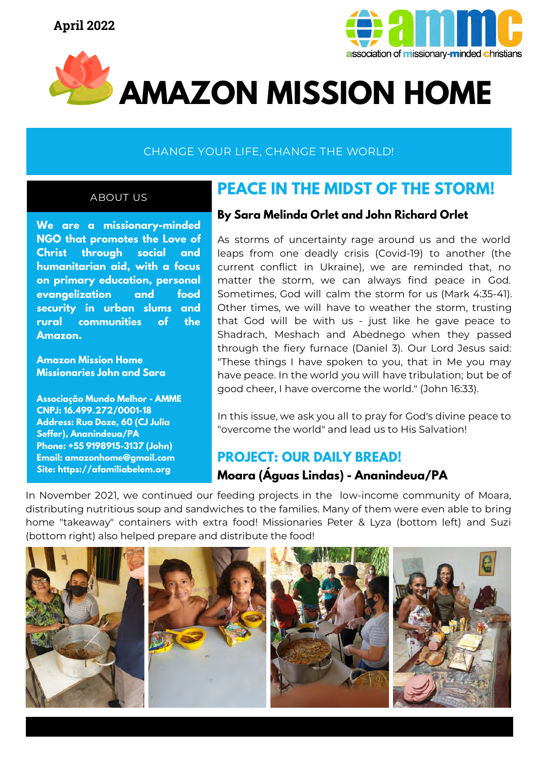April 2022

association of missionary-minded christians

# AMAZON MISSION HOME

CHANGE YOUR LIFE, CHANGE THE WORLD!

## ABOUT US

**We are a missionary-minded NGO that promotes the Love of Christ through social and humanitarian aid, with a focus on primary education, personal evangelization and food security in urban slums and rural communities of the Amazon.**

**Amazon Mission Home**
**Missionaries John and Sara**

**Associação Mundo Melhor - AMME**
**CNPJ: 16.499.272/0001-18**
**Address: Rua Doze, 60 (CJ Julia Seffer), Ananindeua/PA**
**Phone: +55 9198915-3137 (John)**
**Email: amazonhome@gmail.com**
**Site: https://afamiliabelem.org**

## PEACE IN THE MIDST OF THE STORM!

**By Sara Melinda Orlet and John Richard Orlet**

As storms of uncertainty rage around us and the world leaps from one deadly crisis (Covid-19) to another (the current conflict in Ukraine), we are reminded that, no matter the storm, we can always find peace in God. Sometimes, God will calm the storm for us (Mark 4:35-41). Other times, we will have to weather the storm, trusting that God will be with us - just like he gave peace to Shadrach, Meshach and Abednego when they passed through the fiery furnace (Daniel 3). Our Lord Jesus said: "These things I have spoken to you, that in Me you may have peace. In the world you will have tribulation; but be of good cheer, I have overcome the world." (John 16:33).

In this issue, we ask you all to pray for God's divine peace to "overcome the world" and lead us to His Salvation!

## PROJECT: OUR DAILY BREAD!

**Moara (Águas Lindas) - Ananindeua/PA**

In November 2021, we continued our feeding projects in the low-income community of Moara, distributing nutritious soup and sandwiches to the families. Many of them were even able to bring home "takeaway" containers with extra food! Missionaries Peter & Lyza (bottom left) and Suzi (bottom right) also helped prepare and distribute the food!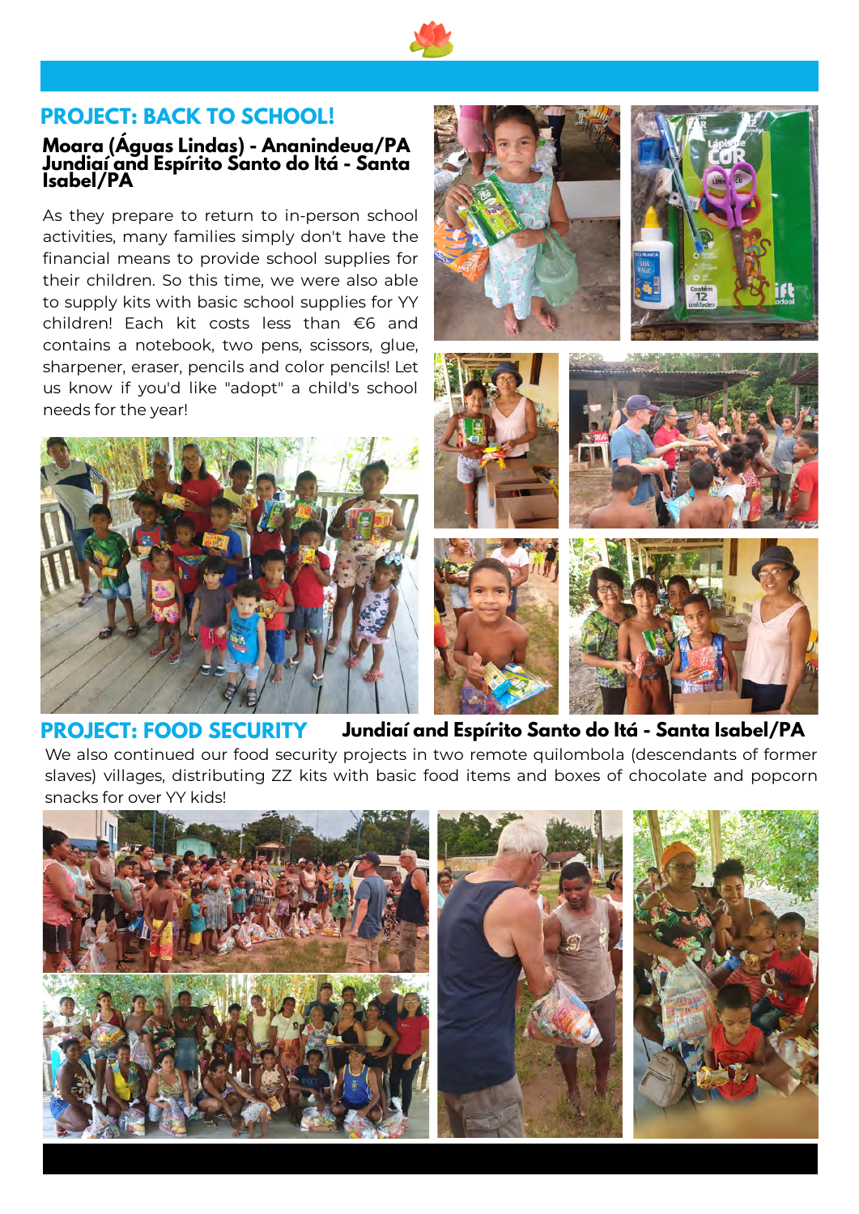## PROJECT: BACK TO SCHOOL!

### Moara (Águas Lindas) - Ananindeua/PA Jundiaí and Espírito Santo do Itá - Santa Isabel/PA

As they prepare to return to in-person school activities, many families simply don't have the financial means to provide school supplies for their children. So this time, we were also able to supply kits with basic school supplies for YY children! Each kit costs less than €6 and contains a notebook, two pens, scissors, glue, sharpener, eraser, pencils and color pencils! Let us know if you'd like "adopt" a child's school needs for the year!

## PROJECT: FOOD SECURITY

### Jundiaí and Espírito Santo do Itá - Santa Isabel/PA

We also continued our food security projects in two remote quilombola (descendants of former slaves) villages, distributing ZZ kits with basic food items and boxes of chocolate and popcorn snacks for over YY kids!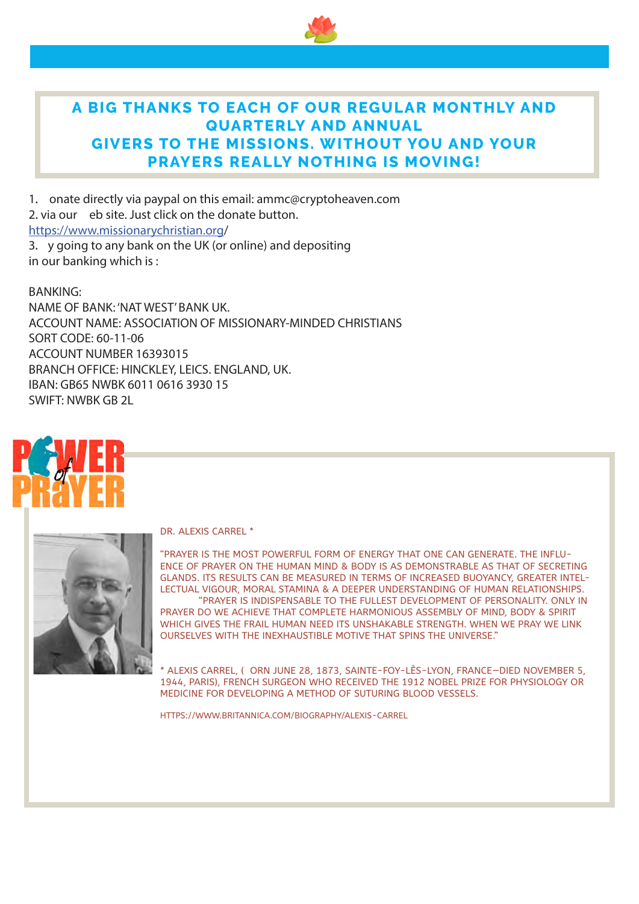## A BIG THANKS TO EACH OF OUR REGULAR MONTHLY AND QUARTERLY AND ANNUAL GIVERS TO THE MISSIONS. WITHOUT YOU AND YOUR PRAYERS REALLY NOTHING IS MOVING!

1. onate directly via paypal on this email: ammc@cryptoheaven.com
2. via our eb site. Just click on the donate button.
https://www.missionarychristian.org/
3. y going to any bank on the UK (or online) and depositing in our banking which is :

BANKING:
NAME OF BANK: 'NAT WEST' BANK UK.
ACCOUNT NAME: ASSOCIATION OF MISSIONARY-MINDED CHRISTIANS
SORT CODE: 60-11-06
ACCOUNT NUMBER 16393015
BRANCH OFFICE: HINCKLEY, LEICS. ENGLAND, UK.
IBAN: GB65 NWBK 6011 0616 3930 15
SWIFT: NWBK GB 2L

## POWER of PRAYER

DR. ALEXIS CARREL *

"PRAYER IS THE MOST POWERFUL FORM OF ENERGY THAT ONE CAN GENERATE. THE INFLUENCE OF PRAYER ON THE HUMAN MIND & BODY IS AS DEMONSTRABLE AS THAT OF SECRETING GLANDS. ITS RESULTS CAN BE MEASURED IN TERMS OF INCREASED BUOYANCY, GREATER INTELLECTUAL VIGOUR, MORAL STAMINA & A DEEPER UNDERSTANDING OF HUMAN RELATIONSHIPS.

"PRAYER IS INDISPENSABLE TO THE FULLEST DEVELOPMENT OF PERSONALITY. ONLY IN PRAYER DO WE ACHIEVE THAT COMPLETE HARMONIOUS ASSEMBLY OF MIND, BODY & SPIRIT WHICH GIVES THE FRAIL HUMAN NEED ITS UNSHAKABLE STRENGTH. WHEN WE PRAY WE LINK OURSELVES WITH THE INEXHAUSTIBLE MOTIVE THAT SPINS THE UNIVERSE."

* ALEXIS CARREL, ( ORN JUNE 28, 1873, SAINTE-FOY-LÈS-LYON, FRANCE—DIED NOVEMBER 5, 1944, PARIS), FRENCH SURGEON WHO RECEIVED THE 1912 NOBEL PRIZE FOR PHYSIOLOGY OR MEDICINE FOR DEVELOPING A METHOD OF SUTURING BLOOD VESSELS.

HTTPS://WWW.BRITANNICA.COM/BIOGRAPHY/ALEXIS-CARREL